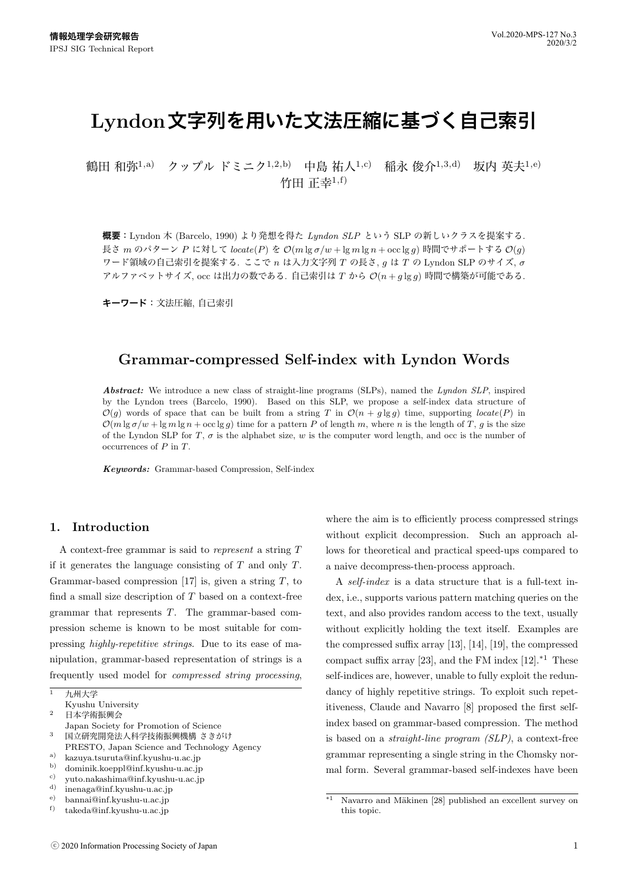# Lyndon文字列を用いた文法圧縮に基づく自己索引

鶴田 和弥[1,a)] クップル ドミニク[1,2,b)] 中島 祐人[1,c)] 稲永 俊介[1,3,d)] 坂内 英夫[1,e)] 竹田 正幸[1,f)]

**概要**：Lyndon 木 (Barcelo, 1990) より発想を得た *Lyndon SLP* という SLP の新しいクラスを提案する．長さ $m$ のパターン $P$ に対して $locate(P)$ を $\mathcal{O}(m \lg \sigma / w + \lg m \lg n + \mathrm{occ} \lg g)$ 時間でサポートする $\mathcal{O}(g)$ ワード領域の自己索引を提案する．ここで $n$ は入力文字列 $T$ の長さ，$g$ は $T$ の Lyndon SLP のサイズ，$\sigma$ アルファベットサイズ，occ は出力の数である．自己索引は $T$ から $\mathcal{O}(n + g \lg g)$ 時間で構築が可能である．

**キーワード**：文法圧縮，自己索引

## Grammar-compressed Self-index with Lyndon Words

***Abstract:*** We introduce a new class of straight-line programs (SLPs), named the *Lyndon SLP*, inspired by the Lyndon trees (Barcelo, 1990). Based on this SLP, we propose a self-index data structure of $\mathcal{O}(g)$ words of space that can be built from a string $T$ in $\mathcal{O}(n + g \lg g)$ time, supporting $locate(P)$ in $\mathcal{O}(m \lg \sigma / w + \lg m \lg n + \mathrm{occ} \lg g)$ time for a pattern $P$ of length $m$, where $n$ is the length of $T$, $g$ is the size of the Lyndon SLP for $T$, $\sigma$ is the alphabet size, $w$ is the computer word length, and occ is the number of occurrences of $P$ in $T$.

***Keywords:*** Grammar-based Compression, Self-index

## 1. Introduction

A context-free grammar is said to *represent* a string $T$ if it generates the language consisting of $T$ and only $T$. Grammar-based compression [17] is, given a string $T$, to find a small size description of $T$ based on a context-free grammar that represents $T$. The grammar-based compression scheme is known to be most suitable for compressing *highly-repetitive strings*. Due to its ease of manipulation, grammar-based representation of strings is a frequently used model for *compressed string processing*, where the aim is to efficiently process compressed strings without explicit decompression. Such an approach allows for theoretical and practical speed-ups compared to a naive decompress-then-process approach.

A *self-index* is a data structure that is a full-text index, i.e., supports various pattern matching queries on the text, and also provides random access to the text, usually without explicitly holding the text itself. Examples are the compressed suffix array [13], [14], [19], the compressed compact suffix array [23], and the FM index [12].[*1] These self-indices are, however, unable to fully exploit the redundancy of highly repetitive strings. To exploit such repetitiveness, Claude and Navarro [8] proposed the first self-index based on grammar-based compression. The method is based on a *straight-line program (SLP)*, a context-free grammar representing a single string in the Chomsky normal form. Several grammar-based self-indexes have been

---

[1] 九州大学
Kyushu University

[2] 日本学術振興会
Japan Society for Promotion of Science

[3] 国立研究開発法人科学技術振興機構 さきがけ
PRESTO, Japan Science and Technology Agency

a) kazuya.tsuruta@inf.kyushu-u.ac.jp
b) dominik.koeppl@inf.kyushu-u.ac.jp
c) yuto.nakashima@inf.kyushu-u.ac.jp
d) inenaga@inf.kyushu-u.ac.jp
e) bannai@inf.kyushu-u.ac.jp
f) takeda@inf.kyushu-u.ac.jp

[*1] Navarro and Mäkinen [28] published an excellent survey on this topic.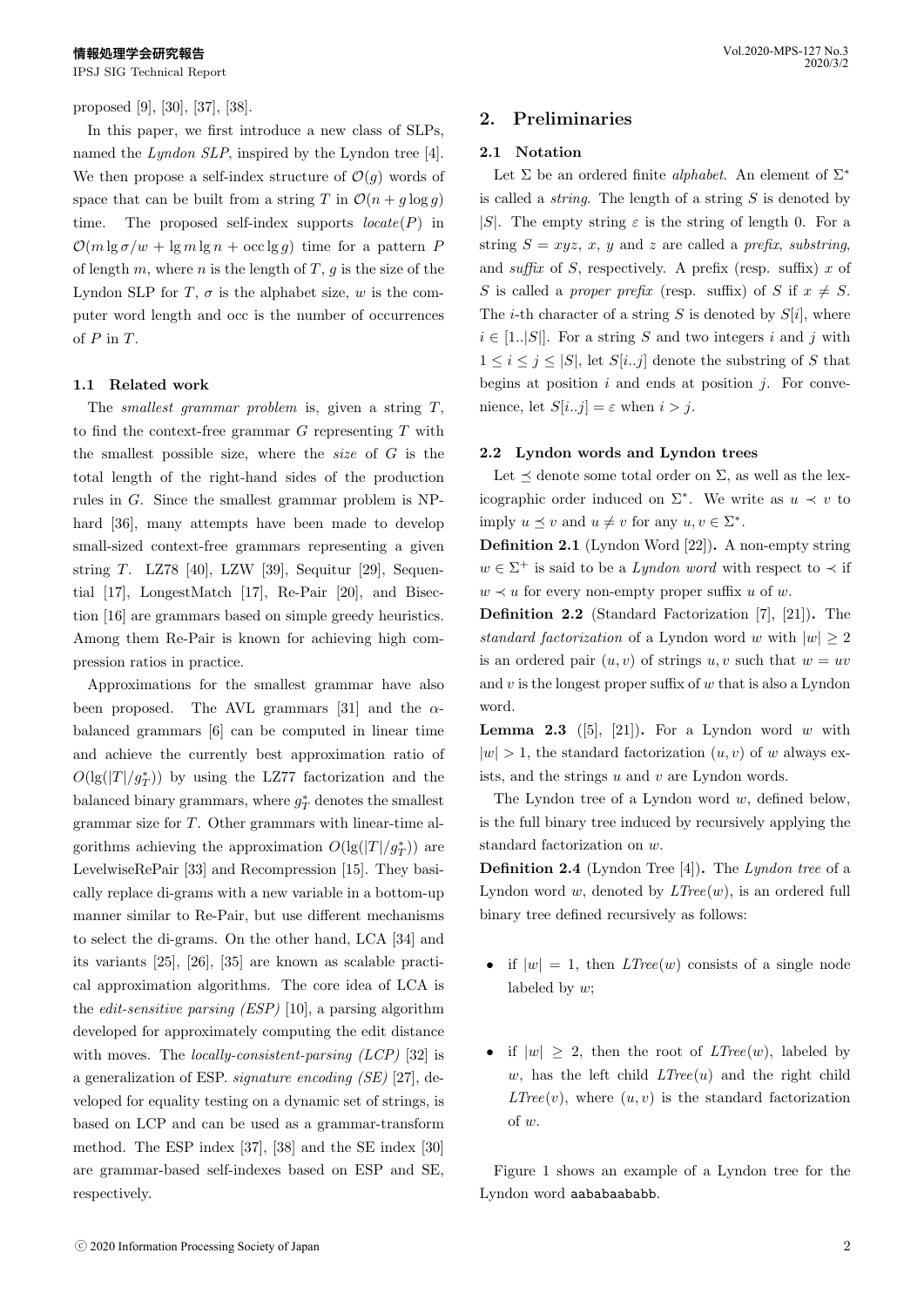proposed [9], [30], [37], [38].

In this paper, we first introduce a new class of SLPs, named the *Lyndon SLP*, inspired by the Lyndon tree [4]. We then propose a self-index structure of $\mathcal{O}(g)$ words of space that can be built from a string $T$ in $\mathcal{O}(n + g \log g)$ time. The proposed self-index supports $locate(P)$ in $\mathcal{O}(m \lg \sigma / w + \lg m \lg n + \mathrm{occ} \lg g)$ time for a pattern $P$ of length $m$, where $n$ is the length of $T$, $g$ is the size of the Lyndon SLP for $T$, $\sigma$ is the alphabet size, $w$ is the computer word length and occ is the number of occurrences of $P$ in $T$.

### 1.1 Related work

The *smallest grammar problem* is, given a string $T$, to find the context-free grammar $G$ representing $T$ with the smallest possible size, where the *size* of $G$ is the total length of the right-hand sides of the production rules in $G$. Since the smallest grammar problem is NP-hard [36], many attempts have been made to develop small-sized context-free grammars representing a given string $T$. LZ78 [40], LZW [39], Sequitur [29], Sequential [17], LongestMatch [17], Re-Pair [20], and Bisection [16] are grammars based on simple greedy heuristics. Among them Re-Pair is known for achieving high compression ratios in practice.

Approximations for the smallest grammar have also been proposed. The AVL grammars [31] and the $\alpha$-balanced grammars [6] can be computed in linear time and achieve the currently best approximation ratio of $O(\lg(|T|/g^*_T))$ by using the LZ77 factorization and the balanced binary grammars, where $g^*_T$ denotes the smallest grammar size for $T$. Other grammars with linear-time algorithms achieving the approximation $O(\lg(|T|/g^*_T))$ are LevelwiseRePair [33] and Recompression [15]. They basically replace di-grams with a new variable in a bottom-up manner similar to Re-Pair, but use different mechanisms to select the di-grams. On the other hand, LCA [34] and its variants [25], [26], [35] are known as scalable practical approximation algorithms. The core idea of LCA is the *edit-sensitive parsing (ESP)* [10], a parsing algorithm developed for approximately computing the edit distance with moves. The *locally-consistent-parsing (LCP)* [32] is a generalization of ESP. *signature encoding (SE)* [27], developed for equality testing on a dynamic set of strings, is based on LCP and can be used as a grammar-transform method. The ESP index [37], [38] and the SE index [30] are grammar-based self-indexes based on ESP and SE, respectively.

## 2. Preliminaries

### 2.1 Notation

Let $\Sigma$ be an ordered finite *alphabet*. An element of $\Sigma^*$ is called a *string*. The length of a string $S$ is denoted by $|S|$. The empty string $\varepsilon$ is the string of length 0. For a string $S = xyz$, $x$, $y$ and $z$ are called a *prefix*, *substring*, and *suffix* of $S$, respectively. A prefix (resp. suffix) $x$ of $S$ is called a *proper prefix* (resp. suffix) of $S$ if $x \neq S$. The $i$-th character of a string $S$ is denoted by $S[i]$, where $i \in [1..|S|]$. For a string $S$ and two integers $i$ and $j$ with $1 \leq i \leq j \leq |S|$, let $S[i..j]$ denote the substring of $S$ that begins at position $i$ and ends at position $j$. For convenience, let $S[i..j] = \varepsilon$ when $i > j$.

### 2.2 Lyndon words and Lyndon trees

Let $\preceq$ denote some total order on $\Sigma$, as well as the lexicographic order induced on $\Sigma^*$. We write as $u \prec v$ to imply $u \preceq v$ and $u \neq v$ for any $u, v \in \Sigma^*$.

**Definition 2.1** (Lyndon Word [22]). A non-empty string $w \in \Sigma^+$ is said to be a *Lyndon word* with respect to $\prec$ if $w \prec u$ for every non-empty proper suffix $u$ of $w$.

**Definition 2.2** (Standard Factorization [7], [21]). The *standard factorization* of a Lyndon word $w$ with $|w| \geq 2$ is an ordered pair $(u, v)$ of strings $u, v$ such that $w = uv$ and $v$ is the longest proper suffix of $w$ that is also a Lyndon word.

**Lemma 2.3** ([5], [21]). For a Lyndon word $w$ with $|w| > 1$, the standard factorization $(u, v)$ of $w$ always exists, and the strings $u$ and $v$ are Lyndon words.

The Lyndon tree of a Lyndon word $w$, defined below, is the full binary tree induced by recursively applying the standard factorization on $w$.

**Definition 2.4** (Lyndon Tree [4]). The *Lyndon tree* of a Lyndon word $w$, denoted by $LTree(w)$, is an ordered full binary tree defined recursively as follows:

- if $|w| = 1$, then $LTree(w)$ consists of a single node labeled by $w$;
- if $|w| \geq 2$, then the root of $LTree(w)$, labeled by $w$, has the left child $LTree(u)$ and the right child $LTree(v)$, where $(u, v)$ is the standard factorization of $w$.

Figure 1 shows an example of a Lyndon tree for the Lyndon word aababaababb.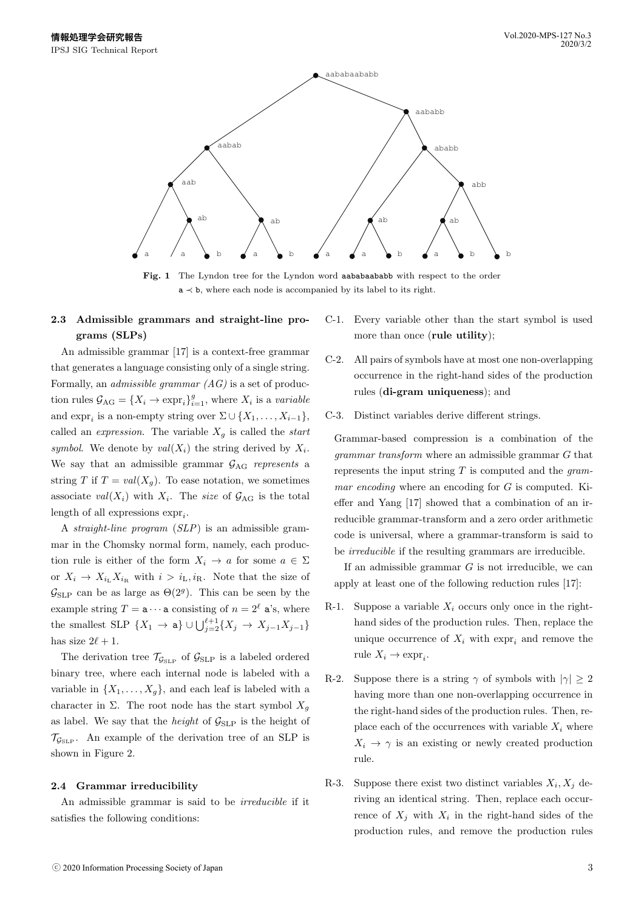**Fig. 1** The Lyndon tree for the Lyndon word aababaababb with respect to the order $\mathtt{a} \prec \mathtt{b}$, where each node is accompanied by its label to its right.

### 2.3 Admissible grammars and straight-line programs (SLPs)

An admissible grammar [17] is a context-free grammar that generates a language consisting only of a single string. Formally, an *admissible grammar (AG)* is a set of production rules $\mathcal{G}_{\mathrm{AG}} = \{X_i \to \mathrm{expr}_i\}_{i=1}^{g}$, where $X_i$ is a *variable* and $\mathrm{expr}_i$ is a non-empty string over $\Sigma \cup \{X_1, \ldots, X_{i-1}\}$, called an *expression*. The variable $X_g$ is called the *start symbol*. We denote by $\mathit{val}(X_i)$ the string derived by $X_i$. We say that an admissible grammar $\mathcal{G}_{\mathrm{AG}}$ *represents* a string $T$ if $T = \mathit{val}(X_g)$. To ease notation, we sometimes associate $\mathit{val}(X_i)$ with $X_i$. The *size* of $\mathcal{G}_{\mathrm{AG}}$ is the total length of all expressions $\mathrm{expr}_i$.

A *straight-line program* (*SLP*) is an admissible grammar in the Chomsky normal form, namely, each production rule is either of the form $X_i \to a$ for some $a \in \Sigma$ or $X_i \to X_{i_{\mathrm{L}}} X_{i_{\mathrm{R}}}$ with $i > i_{\mathrm{L}}, i_{\mathrm{R}}$. Note that the size of $\mathcal{G}_{\mathrm{SLP}}$ can be as large as $\Theta(2^g)$. This can be seen by the example string $T = \mathtt{a} \cdots \mathtt{a}$ consisting of $n = 2^\ell$ $\mathtt{a}$'s, where the smallest SLP $\{X_1 \to \mathtt{a}\} \cup \bigcup_{j=2}^{\ell+1} \{X_j \to X_{j-1} X_{j-1}\}$ has size $2\ell + 1$.

The derivation tree $\mathcal{T}_{\mathcal{G}_{\mathrm{SLP}}}$ of $\mathcal{G}_{\mathrm{SLP}}$ is a labeled ordered binary tree, where each internal node is labeled with a variable in $\{X_1, \ldots, X_g\}$, and each leaf is labeled with a character in $\Sigma$. The root node has the start symbol $X_g$ as label. We say that the *height* of $\mathcal{G}_{\mathrm{SLP}}$ is the height of $\mathcal{T}_{\mathcal{G}_{\mathrm{SLP}}}$. An example of the derivation tree of an SLP is shown in Figure 2.

### 2.4 Grammar irreducibility

An admissible grammar is said to be *irreducible* if it satisfies the following conditions:

- C-1. Every variable other than the start symbol is used more than once (**rule utility**);
- C-2. All pairs of symbols have at most one non-overlapping occurrence in the right-hand sides of the production rules (**di-gram uniqueness**); and
- C-3. Distinct variables derive different strings.

Grammar-based compression is a combination of the *grammar transform* where an admissible grammar $G$ that represents the input string $T$ is computed and the *grammar encoding* where an encoding for $G$ is computed. Kieffer and Yang [17] showed that a combination of an irreducible grammar-transform and a zero order arithmetic code is universal, where a grammar-transform is said to be *irreducible* if the resulting grammars are irreducible.

If an admissible grammar $G$ is not irreducible, we can apply at least one of the following reduction rules [17]:

- R-1. Suppose a variable $X_i$ occurs only once in the right-hand sides of the production rules. Then, replace the unique occurrence of $X_i$ with $\mathrm{expr}_i$ and remove the rule $X_i \to \mathrm{expr}_i$.
- R-2. Suppose there is a string $\gamma$ of symbols with $|\gamma| \geq 2$ having more than one non-overlapping occurrence in the right-hand sides of the production rules. Then, replace each of the occurrences with variable $X_i$ where $X_i \to \gamma$ is an existing or newly created production rule.
- R-3. Suppose there exist two distinct variables $X_i, X_j$ deriving an identical string. Then, replace each occurrence of $X_j$ with $X_i$ in the right-hand sides of the production rules, and remove the production rules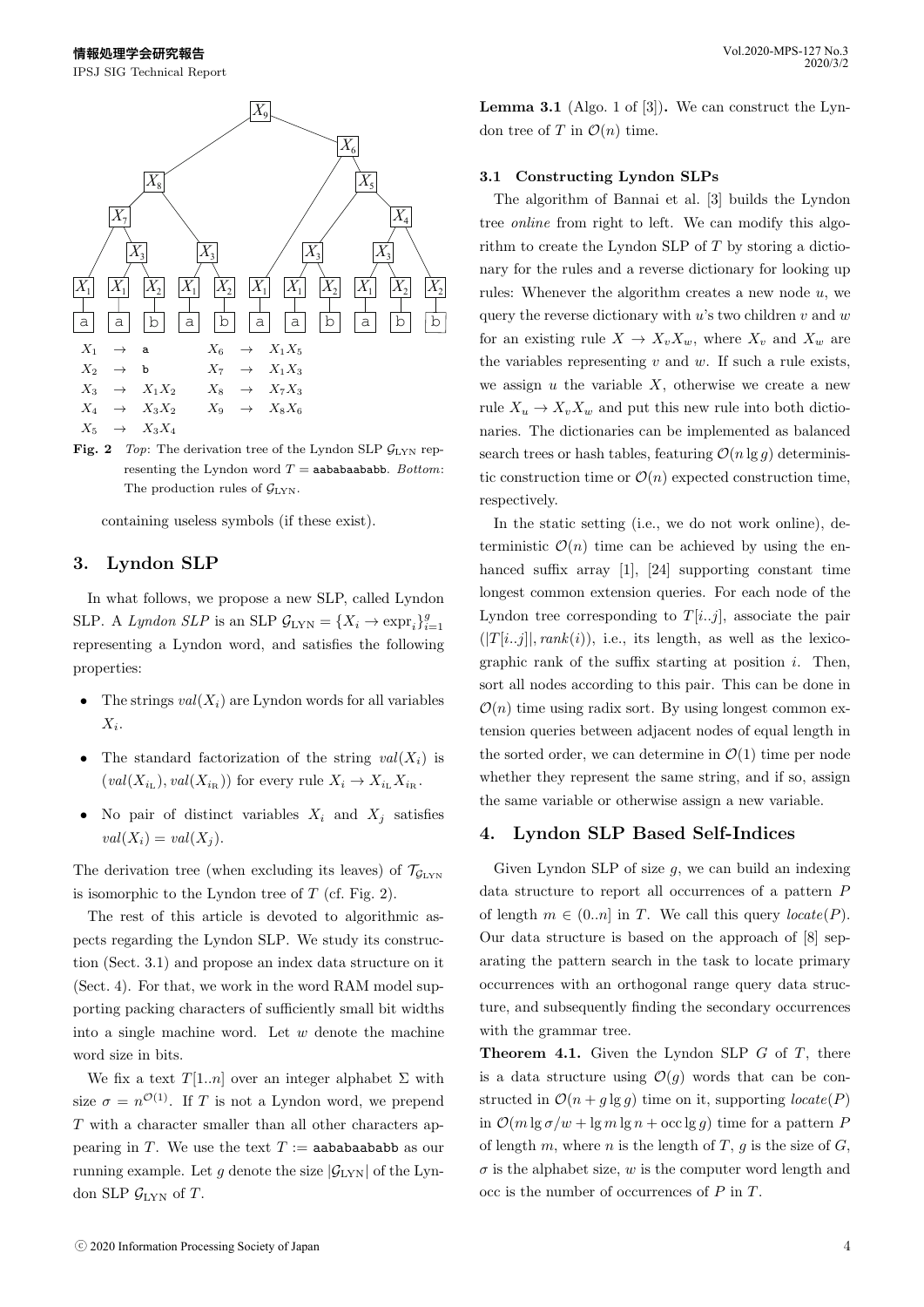| | | | | | |
|---|---|---|---|---|---|
| $X_1$ | $\rightarrow$ | a | $X_6$ | $\rightarrow$ | $X_1 X_5$ |
| $X_2$ | $\rightarrow$ | b | $X_7$ | $\rightarrow$ | $X_1 X_3$ |
| $X_3$ | $\rightarrow$ | $X_1 X_2$ | $X_8$ | $\rightarrow$ | $X_7 X_3$ |
| $X_4$ | $\rightarrow$ | $X_3 X_2$ | $X_9$ | $\rightarrow$ | $X_8 X_6$ |
| $X_5$ | $\rightarrow$ | $X_3 X_4$ | | | |

**Fig. 2** *Top*: The derivation tree of the Lyndon SLP $\mathcal{G}_{\mathrm{LYN}}$ representing the Lyndon word $T = $ aababaababb. *Bottom*: The production rules of $\mathcal{G}_{\mathrm{LYN}}$.

containing useless symbols (if these exist).

## 3. Lyndon SLP

In what follows, we propose a new SLP, called Lyndon SLP. A *Lyndon SLP* is an SLP $\mathcal{G}_{\mathrm{LYN}} = \{X_i \rightarrow \mathrm{expr}_i\}_{i=1}^{g}$ representing a Lyndon word, and satisfies the following properties:

- The strings $val(X_i)$ are Lyndon words for all variables $X_i$.
- The standard factorization of the string $val(X_i)$ is $(val(X_{i_{\mathrm{L}}}), val(X_{i_{\mathrm{R}}}))$ for every rule $X_i \rightarrow X_{i_{\mathrm{L}}} X_{i_{\mathrm{R}}}$.
- No pair of distinct variables $X_i$ and $X_j$ satisfies $val(X_i) = val(X_j)$.

The derivation tree (when excluding its leaves) of $\mathcal{T}_{\mathcal{G}_{\mathrm{LYN}}}$ is isomorphic to the Lyndon tree of $T$ (cf. Fig. 2).

The rest of this article is devoted to algorithmic aspects regarding the Lyndon SLP. We study its construction (Sect. 3.1) and propose an index data structure on it (Sect. 4). For that, we work in the word RAM model supporting packing characters of sufficiently small bit widths into a single machine word. Let $w$ denote the machine word size in bits.

We fix a text $T[1..n]$ over an integer alphabet $\Sigma$ with size $\sigma = n^{\mathcal{O}(1)}$. If $T$ is not a Lyndon word, we prepend $T$ with a character smaller than all other characters appearing in $T$. We use the text $T :=$ aababaababb as our running example. Let $g$ denote the size $|\mathcal{G}_{\mathrm{LYN}}|$ of the Lyndon SLP $\mathcal{G}_{\mathrm{LYN}}$ of $T$.

**Lemma 3.1** (Algo. 1 of [3]). We can construct the Lyndon tree of $T$ in $\mathcal{O}(n)$ time.

### 3.1 Constructing Lyndon SLPs

The algorithm of Bannai et al. [3] builds the Lyndon tree *online* from right to left. We can modify this algorithm to create the Lyndon SLP of $T$ by storing a dictionary for the rules and a reverse dictionary for looking up rules: Whenever the algorithm creates a new node $u$, we query the reverse dictionary with $u$'s two children $v$ and $w$ for an existing rule $X \rightarrow X_v X_w$, where $X_v$ and $X_w$ are the variables representing $v$ and $w$. If such a rule exists, we assign $u$ the variable $X$, otherwise we create a new rule $X_u \rightarrow X_v X_w$ and put this new rule into both dictionaries. The dictionaries can be implemented as balanced search trees or hash tables, featuring $\mathcal{O}(n \lg g)$ deterministic construction time or $\mathcal{O}(n)$ expected construction time, respectively.

In the static setting (i.e., we do not work online), deterministic $\mathcal{O}(n)$ time can be achieved by using the enhanced suffix array [1], [24] supporting constant time longest common extension queries. For each node of the Lyndon tree corresponding to $T[i..j]$, associate the pair $(|T[i..j]|, rank(i))$, i.e., its length, as well as the lexicographic rank of the suffix starting at position $i$. Then, sort all nodes according to this pair. This can be done in $\mathcal{O}(n)$ time using radix sort. By using longest common extension queries between adjacent nodes of equal length in the sorted order, we can determine in $\mathcal{O}(1)$ time per node whether they represent the same string, and if so, assign the same variable or otherwise assign a new variable.

## 4. Lyndon SLP Based Self-Indices

Given Lyndon SLP of size $g$, we can build an indexing data structure to report all occurrences of a pattern $P$ of length $m \in (0..n]$ in $T$. We call this query $locate(P)$. Our data structure is based on the approach of [8] separating the pattern search in the task to locate primary occurrences with an orthogonal range query data structure, and subsequently finding the secondary occurrences with the grammar tree.

**Theorem 4.1.** Given the Lyndon SLP $G$ of $T$, there is a data structure using $\mathcal{O}(g)$ words that can be constructed in $\mathcal{O}(n + g \lg g)$ time on it, supporting $locate(P)$ in $\mathcal{O}(m \lg \sigma / w + \lg m \lg n + \mathrm{occ} \lg g)$ time for a pattern $P$ of length $m$, where $n$ is the length of $T$, $g$ is the size of $G$, $\sigma$ is the alphabet size, $w$ is the computer word length and occ is the number of occurrences of $P$ in $T$.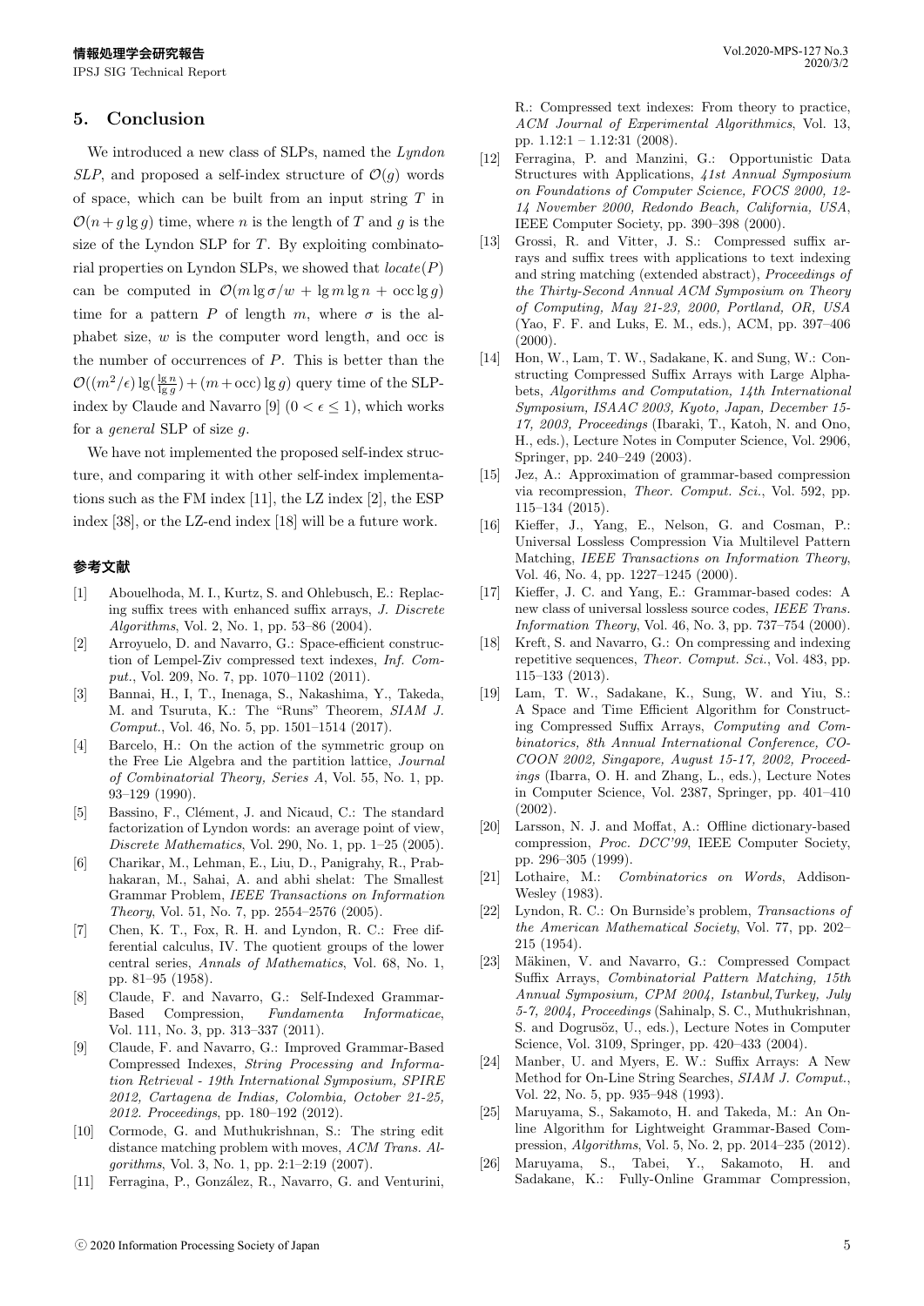## 5. Conclusion

We introduced a new class of SLPs, named the *Lyndon SLP*, and proposed a self-index structure of $\mathcal{O}(g)$ words of space, which can be built from an input string $T$ in $\mathcal{O}(n + g \lg g)$ time, where $n$ is the length of $T$ and $g$ is the size of the Lyndon SLP for $T$. By exploiting combinatorial properties on Lyndon SLPs, we showed that $locate(P)$ can be computed in $\mathcal{O}(m \lg \sigma / w + \lg m \lg n + \mathrm{occ} \lg g)$ time for a pattern $P$ of length $m$, where $\sigma$ is the alphabet size, $w$ is the computer word length, and occ is the number of occurrences of $P$. This is better than the $\mathcal{O}((m^2/\epsilon) \lg(\frac{\lg n}{\lg g}) + (m + \mathrm{occ}) \lg g)$ query time of the SLP-index by Claude and Navarro [9] ($0 < \epsilon \leq 1$), which works for a *general* SLP of size $g$.

We have not implemented the proposed self-index structure, and comparing it with other self-index implementations such as the FM index [11], the LZ index [2], the ESP index [38], or the LZ-end index [18] will be a future work.

### 参考文献

[1] Abouelhoda, M. I., Kurtz, S. and Ohlebusch, E.: Replacing suffix trees with enhanced suffix arrays, *J. Discrete Algorithms*, Vol. 2, No. 1, pp. 53–86 (2004).

[2] Arroyuelo, D. and Navarro, G.: Space-efficient construction of Lempel-Ziv compressed text indexes, *Inf. Comput.*, Vol. 209, No. 7, pp. 1070–1102 (2011).

[3] Bannai, H., I, T., Inenaga, S., Nakashima, Y., Takeda, M. and Tsuruta, K.: The "Runs" Theorem, *SIAM J. Comput.*, Vol. 46, No. 5, pp. 1501–1514 (2017).

[4] Barcelo, H.: On the action of the symmetric group on the Free Lie Algebra and the partition lattice, *Journal of Combinatorial Theory, Series A*, Vol. 55, No. 1, pp. 93–129 (1990).

[5] Bassino, F., Clément, J. and Nicaud, C.: The standard factorization of Lyndon words: an average point of view, *Discrete Mathematics*, Vol. 290, No. 1, pp. 1–25 (2005).

[6] Charikar, M., Lehman, E., Liu, D., Panigrahy, R., Prabhakaran, M., Sahai, A. and abhi shelat: The Smallest Grammar Problem, *IEEE Transactions on Information Theory*, Vol. 51, No. 7, pp. 2554–2576 (2005).

[7] Chen, K. T., Fox, R. H. and Lyndon, R. C.: Free differential calculus, IV. The quotient groups of the lower central series, *Annals of Mathematics*, Vol. 68, No. 1, pp. 81–95 (1958).

[8] Claude, F. and Navarro, G.: Self-Indexed Grammar-Based Compression, *Fundamenta Informaticae*, Vol. 111, No. 3, pp. 313–337 (2011).

[9] Claude, F. and Navarro, G.: Improved Grammar-Based Compressed Indexes, *String Processing and Information Retrieval - 19th International Symposium, SPIRE 2012, Cartagena de Indias, Colombia, October 21-25, 2012. Proceedings*, pp. 180–192 (2012).

[10] Cormode, G. and Muthukrishnan, S.: The string edit distance matching problem with moves, *ACM Trans. Algorithms*, Vol. 3, No. 1, pp. 2:1–2:19 (2007).

[11] Ferragina, P., González, R., Navarro, G. and Venturini, R.: Compressed text indexes: From theory to practice, *ACM Journal of Experimental Algorithmics*, Vol. 13, pp. 1.12:1 – 1.12:31 (2008).

[12] Ferragina, P. and Manzini, G.: Opportunistic Data Structures with Applications, *41st Annual Symposium on Foundations of Computer Science, FOCS 2000, 12-14 November 2000, Redondo Beach, California, USA*, IEEE Computer Society, pp. 390–398 (2000).

[13] Grossi, R. and Vitter, J. S.: Compressed suffix arrays and suffix trees with applications to text indexing and string matching (extended abstract), *Proceedings of the Thirty-Second Annual ACM Symposium on Theory of Computing, May 21-23, 2000, Portland, OR, USA* (Yao, F. F. and Luks, E. M., eds.), ACM, pp. 397–406 (2000).

[14] Hon, W., Lam, T. W., Sadakane, K. and Sung, W.: Constructing Compressed Suffix Arrays with Large Alphabets, *Algorithms and Computation, 14th International Symposium, ISAAC 2003, Kyoto, Japan, December 15-17, 2003, Proceedings* (Ibaraki, T., Katoh, N. and Ono, H., eds.), Lecture Notes in Computer Science, Vol. 2906, Springer, pp. 240–249 (2003).

[15] Jez, A.: Approximation of grammar-based compression via recompression, *Theor. Comput. Sci.*, Vol. 592, pp. 115–134 (2015).

[16] Kieffer, J., Yang, E., Nelson, G. and Cosman, P.: Universal Lossless Compression Via Multilevel Pattern Matching, *IEEE Transactions on Information Theory*, Vol. 46, No. 4, pp. 1227–1245 (2000).

[17] Kieffer, J. C. and Yang, E.: Grammar-based codes: A new class of universal lossless source codes, *IEEE Trans. Information Theory*, Vol. 46, No. 3, pp. 737–754 (2000).

[18] Kreft, S. and Navarro, G.: On compressing and indexing repetitive sequences, *Theor. Comput. Sci.*, Vol. 483, pp. 115–133 (2013).

[19] Lam, T. W., Sadakane, K., Sung, W. and Yiu, S.: A Space and Time Efficient Algorithm for Constructing Compressed Suffix Arrays, *Computing and Combinatorics, 8th Annual International Conference, COCOON 2002, Singapore, August 15-17, 2002, Proceedings* (Ibarra, O. H. and Zhang, L., eds.), Lecture Notes in Computer Science, Vol. 2387, Springer, pp. 401–410 (2002).

[20] Larsson, N. J. and Moffat, A.: Offline dictionary-based compression, *Proc. DCC'99*, IEEE Computer Society, pp. 296–305 (1999).

[21] Lothaire, M.: *Combinatorics on Words*, Addison-Wesley (1983).

[22] Lyndon, R. C.: On Burnside's problem, *Transactions of the American Mathematical Society*, Vol. 77, pp. 202–215 (1954).

[23] Mäkinen, V. and Navarro, G.: Compressed Compact Suffix Arrays, *Combinatorial Pattern Matching, 15th Annual Symposium, CPM 2004, Istanbul,Turkey, July 5-7, 2004, Proceedings* (Sahinalp, S. C., Muthukrishnan, S. and Dogrusöz, U., eds.), Lecture Notes in Computer Science, Vol. 3109, Springer, pp. 420–433 (2004).

[24] Manber, U. and Myers, E. W.: Suffix Arrays: A New Method for On-Line String Searches, *SIAM J. Comput.*, Vol. 22, No. 5, pp. 935–948 (1993).

[25] Maruyama, S., Sakamoto, H. and Takeda, M.: An Online Algorithm for Lightweight Grammar-Based Compression, *Algorithms*, Vol. 5, No. 2, pp. 2014–235 (2012).

[26] Maruyama, S., Tabei, Y., Sakamoto, H. and Sadakane, K.: Fully-Online Grammar Compression,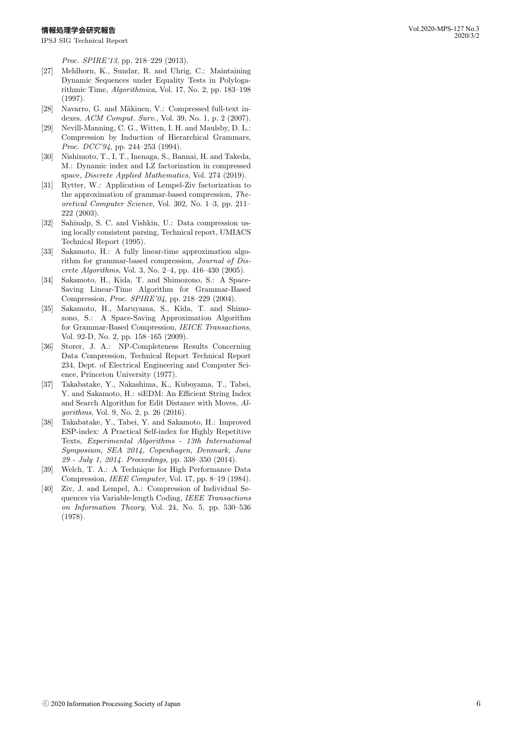*Proc. SPIRE'13*, pp. 218–229 (2013).

[27] Mehlhorn, K., Sundar, R. and Uhrig, C.: Maintaining Dynamic Sequences under Equality Tests in Polylogarithmic Time, *Algorithmica*, Vol. 17, No. 2, pp. 183–198 (1997).

[28] Navarro, G. and Mäkinen, V.: Compressed full-text indexes, *ACM Comput. Surv.*, Vol. 39, No. 1, p. 2 (2007).

[29] Nevill-Manning, C. G., Witten, I. H. and Maulsby, D. L.: Compression by Induction of Hierarchical Grammars, *Proc. DCC'94*, pp. 244–253 (1994).

[30] Nishimoto, T., I, T., Inenaga, S., Bannai, H. and Takeda, M.: Dynamic index and LZ factorization in compressed space, *Discrete Applied Mathematics*, Vol. 274 (2019).

[31] Rytter, W.: Application of Lempel-Ziv factorization to the approximation of grammar-based compression, *Theoretical Computer Science*, Vol. 302, No. 1–3, pp. 211–222 (2003).

[32] Sahinalp, S. C. and Vishkin, U.: Data compression using locally consistent parsing, Technical report, UMIACS Technical Report (1995).

[33] Sakamoto, H.: A fully linear-time approximation algorithm for grammar-based compression, *Journal of Discrete Algorithms*, Vol. 3, No. 2–4, pp. 416–430 (2005).

[34] Sakamoto, H., Kida, T. and Shimozono, S.: A Space-Saving Linear-Time Algorithm for Grammar-Based Compression, *Proc. SPIRE'04*, pp. 218–229 (2004).

[35] Sakamoto, H., Maruyama, S., Kida, T. and Shimozono, S.: A Space-Saving Approximation Algorithm for Grammar-Based Compression, *IEICE Transactions*, Vol. 92-D, No. 2, pp. 158–165 (2009).

[36] Storer, J. A.: NP-Completeness Results Concerning Data Compression, Technical Report Technical Report 234, Dept. of Electrical Engineering and Computer Science, Princeton University (1977).

[37] Takabatake, Y., Nakashima, K., Kuboyama, T., Tabei, Y. and Sakamoto, H.: siEDM: An Efficient String Index and Search Algorithm for Edit Distance with Moves, *Algorithms*, Vol. 9, No. 2, p. 26 (2016).

[38] Takabatake, Y., Tabei, Y. and Sakamoto, H.: Improved ESP-index: A Practical Self-index for Highly Repetitive Texts, *Experimental Algorithms - 13th International Symposium, SEA 2014, Copenhagen, Denmark, June 29 - July 1, 2014. Proceedings*, pp. 338–350 (2014).

[39] Welch, T. A.: A Technique for High Performance Data Compression, *IEEE Computer*, Vol. 17, pp. 8–19 (1984).

[40] Ziv, J. and Lempel, A.: Compression of Individual Sequences via Variable-length Coding, *IEEE Transactions on Information Theory*, Vol. 24, No. 5, pp. 530–536 (1978).